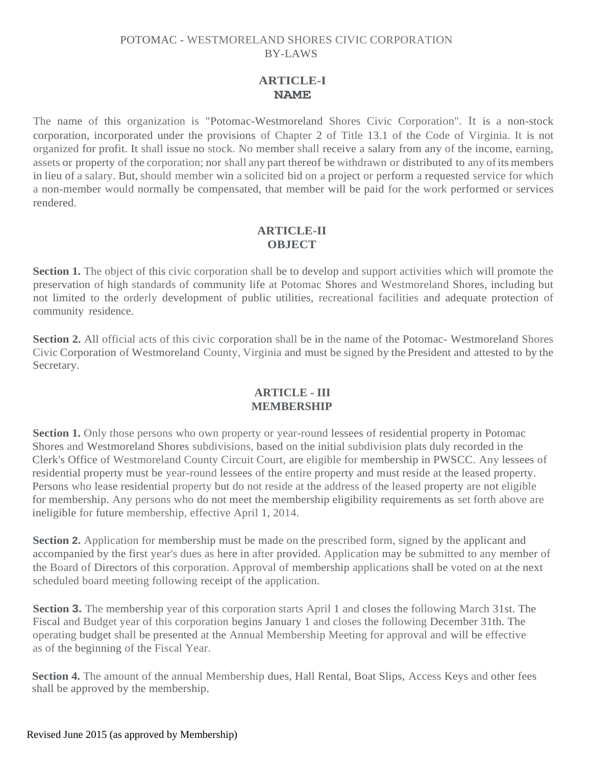# POTOMAC - WESTMORELAND SHORES CIVIC CORPORATION
# BY-LAWS

## ARTICLE-I
## NAME

The name of this organization is "Potomac-Westmoreland Shores Civic Corporation". It is a non-stock corporation, incorporated under the provisions of Chapter 2 of Title 13.1 of the Code of Virginia. It is not organized for profit. It shall issue no stock. No member shall receive a salary from any of the income, earning, assets or property of the corporation; nor shall any part thereof be withdrawn or distributed to any of its members in lieu of a salary. But, should member win a solicited bid on a project or perform a requested service for which a non-member would normally be compensated, that member will be paid for the work performed or services rendered.

## ARTICLE-II
## OBJECT

**Section 1.** The object of this civic corporation shall be to develop and support activities which will promote the preservation of high standards of community life at Potomac Shores and Westmoreland Shores, including but not limited to the orderly development of public utilities, recreational facilities and adequate protection of community residence.

**Section 2.** All official acts of this civic corporation shall be in the name of the Potomac- Westmoreland Shores Civic Corporation of Westmoreland County, Virginia and must be signed by the President and attested to by the Secretary.

## ARTICLE - III
## MEMBERSHIP

**Section 1.** Only those persons who own property or year-round lessees of residential property in Potomac Shores and Westmoreland Shores subdivisions, based on the initial subdivision plats duly recorded in the Clerk's Office of Westmoreland County Circuit Court, are eligible for membership in PWSCC. Any lessees of residential property must be year-round lessees of the entire property and must reside at the leased property. Persons who lease residential property but do not reside at the address of the leased property are not eligible for membership. Any persons who do not meet the membership eligibility requirements as set forth above are ineligible for future membership, effective April 1, 2014.

**Section 2.** Application for membership must be made on the prescribed form, signed by the applicant and accompanied by the first year's dues as here in after provided. Application may be submitted to any member of the Board of Directors of this corporation. Approval of membership applications shall be voted on at the next scheduled board meeting following receipt of the application.

**Section 3.** The membership year of this corporation starts April 1 and closes the following March 31st. The Fiscal and Budget year of this corporation begins January 1 and closes the following December 31th. The operating budget shall be presented at the Annual Membership Meeting for approval and will be effective as of the beginning of the Fiscal Year.

**Section 4.** The amount of the annual Membership dues, Hall Rental, Boat Slips, Access Keys and other fees shall be approved by the membership.

Revised June 2015 (as approved by Membership)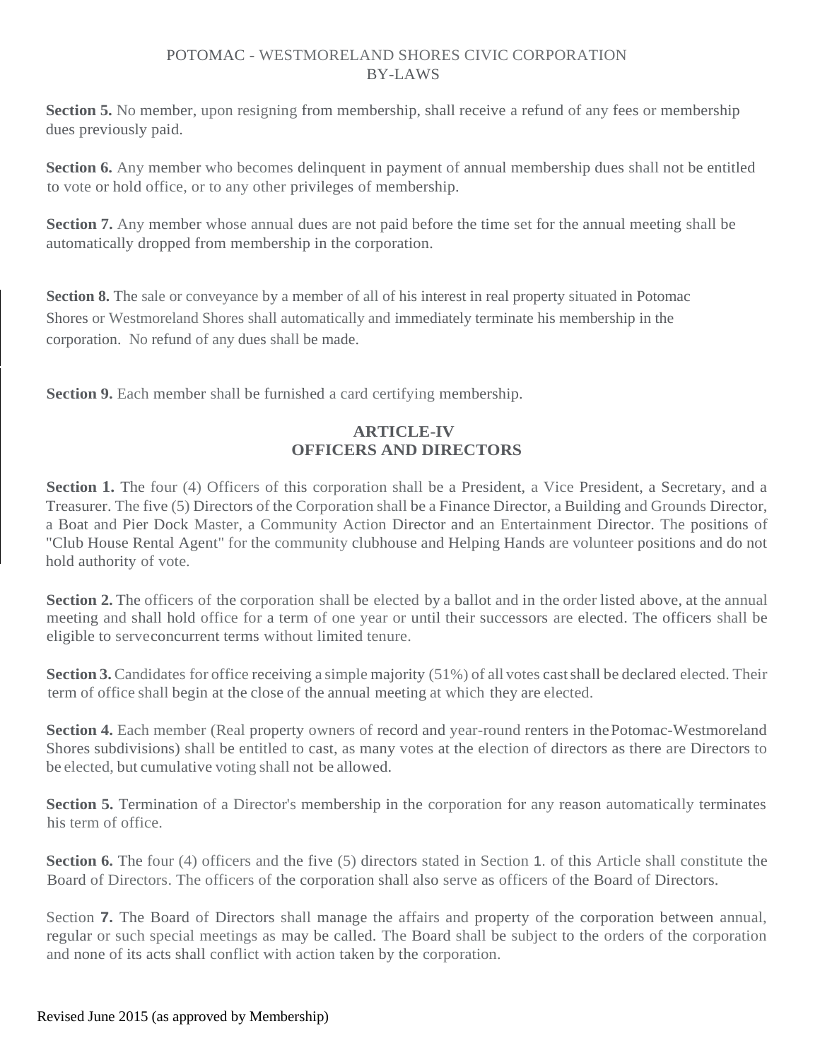**Section 5.** No member, upon resigning from membership, shall receive a refund of any fees or membership dues previously paid.

**Section 6.** Any member who becomes delinquent in payment of annual membership dues shall not be entitled to vote or hold office, or to any other privileges of membership.

**Section 7.** Any member whose annual dues are not paid before the time set for the annual meeting shall be automatically dropped from membership in the corporation.

**Section 8.** The sale or conveyance by a member of all of his interest in real property situated in Potomac Shores or Westmoreland Shores shall automatically and immediately terminate his membership in the corporation. No refund of any dues shall be made.

**Section 9.** Each member shall be furnished a card certifying membership.

## ARTICLE-IV
## OFFICERS AND DIRECTORS

**Section 1.** The four (4) Officers of this corporation shall be a President, a Vice President, a Secretary, and a Treasurer. The five (5) Directors of the Corporation shall be a Finance Director, a Building and Grounds Director, a Boat and Pier Dock Master, a Community Action Director and an Entertainment Director. The positions of "Club House Rental Agent" for the community clubhouse and Helping Hands are volunteer positions and do not hold authority of vote.

**Section 2.** The officers of the corporation shall be elected by a ballot and in the order listed above, at the annual meeting and shall hold office for a term of one year or until their successors are elected. The officers shall be eligible to serve concurrent terms without limited tenure.

**Section 3.** Candidates for office receiving a simple majority (51%) of all votes cast shall be declared elected. Their term of office shall begin at the close of the annual meeting at which they are elected.

**Section 4.** Each member (Real property owners of record and year-round renters in the Potomac-Westmoreland Shores subdivisions) shall be entitled to cast, as many votes at the election of directors as there are Directors to be elected, but cumulative voting shall not be allowed.

**Section 5.** Termination of a Director's membership in the corporation for any reason automatically terminates his term of office.

**Section 6.** The four (4) officers and the five (5) directors stated in Section 1. of this Article shall constitute the Board of Directors. The officers of the corporation shall also serve as officers of the Board of Directors.

Section **7.** The Board of Directors shall manage the affairs and property of the corporation between annual, regular or such special meetings as may be called. The Board shall be subject to the orders of the corporation and none of its acts shall conflict with action taken by the corporation.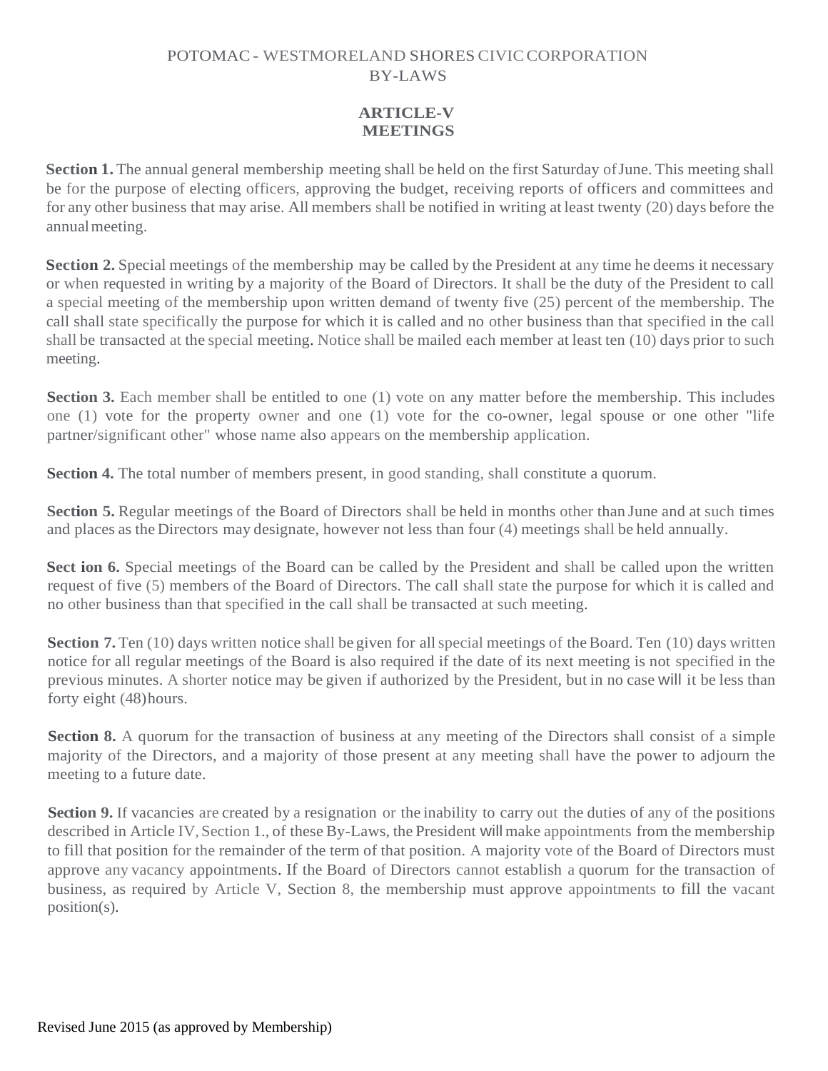POTOMAC - WESTMORELAND SHORES CIVIC CORPORATION
BY-LAWS

## ARTICLE-V
## MEETINGS

**Section 1.** The annual general membership meeting shall be held on the first Saturday of June. This meeting shall be for the purpose of electing officers, approving the budget, receiving reports of officers and committees and for any other business that may arise. All members shall be notified in writing at least twenty (20) days before the annual meeting.

**Section 2.** Special meetings of the membership may be called by the President at any time he deems it necessary or when requested in writing by a majority of the Board of Directors. It shall be the duty of the President to call a special meeting of the membership upon written demand of twenty five (25) percent of the membership. The call shall state specifically the purpose for which it is called and no other business than that specified in the call shall be transacted at the special meeting. Notice shall be mailed each member at least ten (10) days prior to such meeting.

**Section 3.** Each member shall be entitled to one (1) vote on any matter before the membership. This includes one (1) vote for the property owner and one (1) vote for the co-owner, legal spouse or one other "life partner/significant other" whose name also appears on the membership application.

**Section 4.** The total number of members present, in good standing, shall constitute a quorum.

**Section 5.** Regular meetings of the Board of Directors shall be held in months other than June and at such times and places as the Directors may designate, however not less than four (4) meetings shall be held annually.

**Sect ion 6.** Special meetings of the Board can be called by the President and shall be called upon the written request of five (5) members of the Board of Directors. The call shall state the purpose for which it is called and no other business than that specified in the call shall be transacted at such meeting.

**Section 7.** Ten (10) days written notice shall be given for all special meetings of the Board. Ten (10) days written notice for all regular meetings of the Board is also required if the date of its next meeting is not specified in the previous minutes. A shorter notice may be given if authorized by the President, but in no case will it be less than forty eight (48) hours.

**Section 8.** A quorum for the transaction of business at any meeting of the Directors shall consist of a simple majority of the Directors, and a majority of those present at any meeting shall have the power to adjourn the meeting to a future date.

**Section 9.** If vacancies are created by a resignation or the inability to carry out the duties of any of the positions described in Article IV, Section 1., of these By-Laws, the President will make appointments from the membership to fill that position for the remainder of the term of that position. A majority vote of the Board of Directors must approve any vacancy appointments. If the Board of Directors cannot establish a quorum for the transaction of business, as required by Article V, Section 8, the membership must approve appointments to fill the vacant position(s).

Revised June 2015 (as approved by Membership)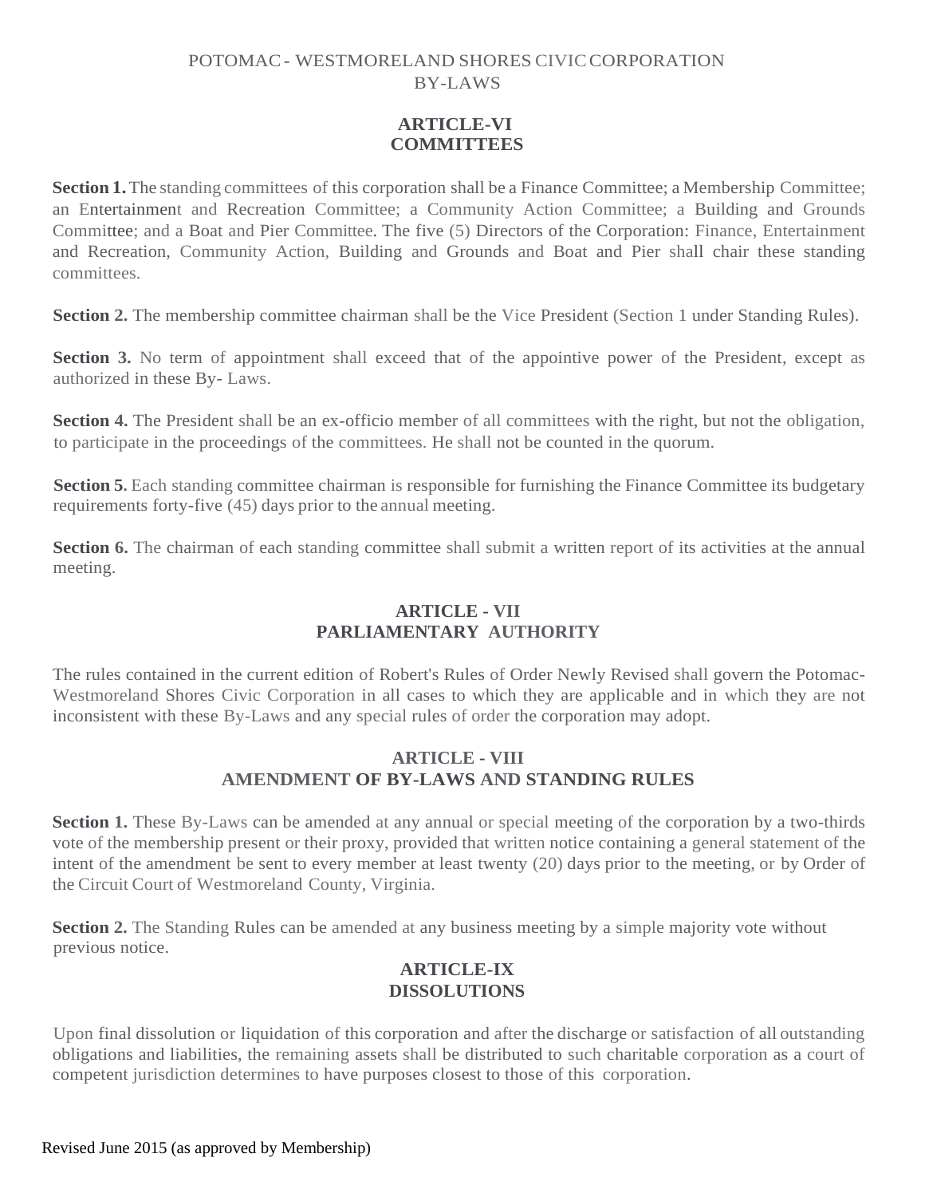POTOMAC - WESTMORELAND SHORES CIVIC CORPORATION
BY-LAWS

## ARTICLE-VI
## COMMITTEES

**Section 1.** The standing committees of this corporation shall be a Finance Committee; a Membership Committee; an Entertainment and Recreation Committee; a Community Action Committee; a Building and Grounds Committee; and a Boat and Pier Committee. The five (5) Directors of the Corporation: Finance, Entertainment and Recreation, Community Action, Building and Grounds and Boat and Pier shall chair these standing committees.

**Section 2.** The membership committee chairman shall be the Vice President (Section 1 under Standing Rules).

**Section 3.** No term of appointment shall exceed that of the appointive power of the President, except as authorized in these By- Laws.

**Section 4.** The President shall be an ex-officio member of all committees with the right, but not the obligation, to participate in the proceedings of the committees. He shall not be counted in the quorum.

**Section 5.** Each standing committee chairman is responsible for furnishing the Finance Committee its budgetary requirements forty-five (45) days prior to the annual meeting.

**Section 6.** The chairman of each standing committee shall submit a written report of its activities at the annual meeting.

## ARTICLE - VII
## PARLIAMENTARY AUTHORITY

The rules contained in the current edition of Robert's Rules of Order Newly Revised shall govern the Potomac-Westmoreland Shores Civic Corporation in all cases to which they are applicable and in which they are not inconsistent with these By-Laws and any special rules of order the corporation may adopt.

## ARTICLE - VIII
## AMENDMENT OF BY-LAWS AND STANDING RULES

**Section 1.** These By-Laws can be amended at any annual or special meeting of the corporation by a two-thirds vote of the membership present or their proxy, provided that written notice containing a general statement of the intent of the amendment be sent to every member at least twenty (20) days prior to the meeting, or by Order of the Circuit Court of Westmoreland County, Virginia.

**Section 2.** The Standing Rules can be amended at any business meeting by a simple majority vote without previous notice.

## ARTICLE-IX
## DISSOLUTIONS

Upon final dissolution or liquidation of this corporation and after the discharge or satisfaction of all outstanding obligations and liabilities, the remaining assets shall be distributed to such charitable corporation as a court of competent jurisdiction determines to have purposes closest to those of this corporation.

Revised June 2015 (as approved by Membership)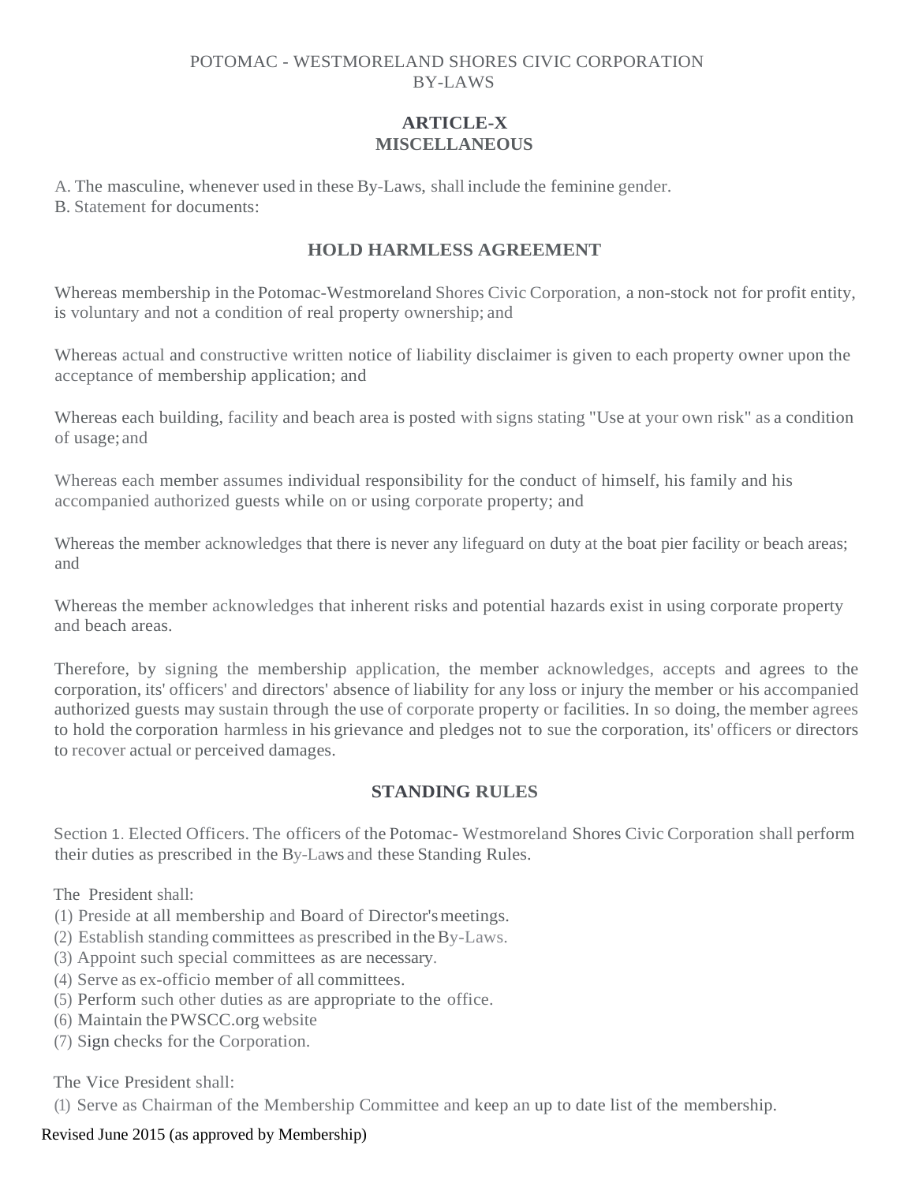POTOMAC - WESTMORELAND SHORES CIVIC CORPORATION
BY-LAWS

## ARTICLE-X
## MISCELLANEOUS

A. The masculine, whenever used in these By-Laws, shall include the feminine gender.
B. Statement for documents:

### HOLD HARMLESS AGREEMENT

Whereas membership in the Potomac-Westmoreland Shores Civic Corporation, a non-stock not for profit entity, is voluntary and not a condition of real property ownership; and

Whereas actual and constructive written notice of liability disclaimer is given to each property owner upon the acceptance of membership application; and

Whereas each building, facility and beach area is posted with signs stating "Use at your own risk" as a condition of usage; and

Whereas each member assumes individual responsibility for the conduct of himself, his family and his accompanied authorized guests while on or using corporate property; and

Whereas the member acknowledges that there is never any lifeguard on duty at the boat pier facility or beach areas; and

Whereas the member acknowledges that inherent risks and potential hazards exist in using corporate property and beach areas.

Therefore, by signing the membership application, the member acknowledges, accepts and agrees to the corporation, its' officers' and directors' absence of liability for any loss or injury the member or his accompanied authorized guests may sustain through the use of corporate property or facilities. In so doing, the member agrees to hold the corporation harmless in his grievance and pledges not to sue the corporation, its' officers or directors to recover actual or perceived damages.

### STANDING RULES

Section 1. Elected Officers. The officers of the Potomac- Westmoreland Shores Civic Corporation shall perform their duties as prescribed in the By-Laws and these Standing Rules.

The President shall:
(1) Preside at all membership and Board of Director's meetings.
(2) Establish standing committees as prescribed in the By-Laws.
(3) Appoint such special committees as are necessary.
(4) Serve as ex-officio member of all committees.
(5) Perform such other duties as are appropriate to the office.
(6) Maintain the PWSCC.org website
(7) Sign checks for the Corporation.

The Vice President shall:
(1) Serve as Chairman of the Membership Committee and keep an up to date list of the membership.

Revised June 2015 (as approved by Membership)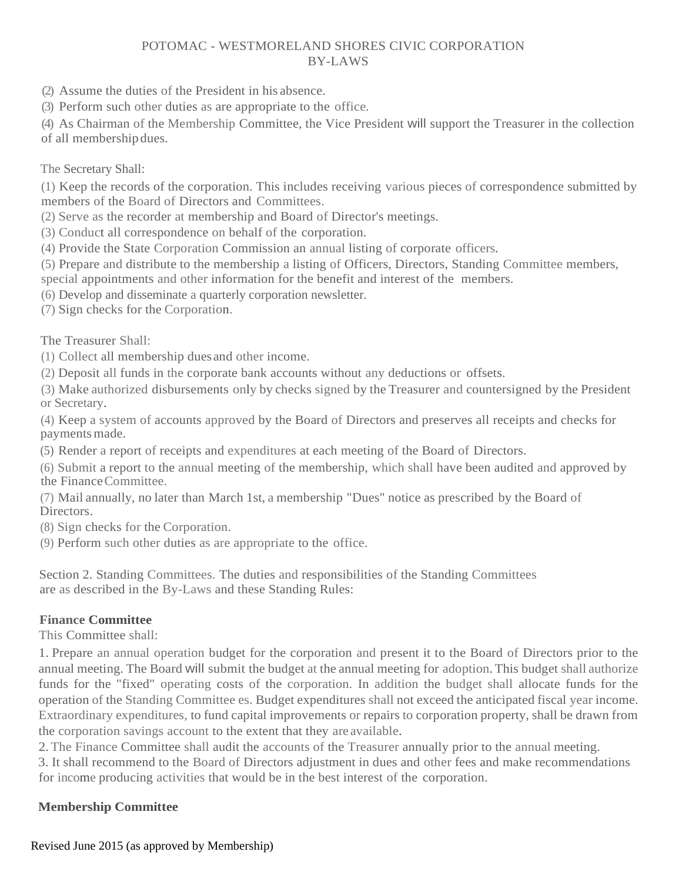(2) Assume the duties of the President in his absence.

(3) Perform such other duties as are appropriate to the office.

(4) As Chairman of the Membership Committee, the Vice President will support the Treasurer in the collection of all membership dues.

The Secretary Shall:

(1) Keep the records of the corporation. This includes receiving various pieces of correspondence submitted by members of the Board of Directors and Committees.
(2) Serve as the recorder at membership and Board of Director's meetings.
(3) Conduct all correspondence on behalf of the corporation.
(4) Provide the State Corporation Commission an annual listing of corporate officers.
(5) Prepare and distribute to the membership a listing of Officers, Directors, Standing Committee members, special appointments and other information for the benefit and interest of the members.
(6) Develop and disseminate a quarterly corporation newsletter.
(7) Sign checks for the Corporation.

The Treasurer Shall:

(1) Collect all membership dues and other income.

(2) Deposit all funds in the corporate bank accounts without any deductions or offsets.

(3) Make authorized disbursements only by checks signed by the Treasurer and countersigned by the President or Secretary.

(4) Keep a system of accounts approved by the Board of Directors and preserves all receipts and checks for payments made.

(5) Render a report of receipts and expenditures at each meeting of the Board of Directors.

(6) Submit a report to the annual meeting of the membership, which shall have been audited and approved by the Finance Committee.

(7) Mail annually, no later than March 1st, a membership "Dues" notice as prescribed by the Board of Directors.

(8) Sign checks for the Corporation.

(9) Perform such other duties as are appropriate to the office.

Section 2. Standing Committees. The duties and responsibilities of the Standing Committees are as described in the By-Laws and these Standing Rules:

**Finance Committee**

This Committee shall:

1. Prepare an annual operation budget for the corporation and present it to the Board of Directors prior to the annual meeting. The Board will submit the budget at the annual meeting for adoption. This budget shall authorize funds for the "fixed" operating costs of the corporation. In addition the budget shall allocate funds for the operation of the Standing Committee es. Budget expenditures shall not exceed the anticipated fiscal year income. Extraordinary expenditures, to fund capital improvements or repairs to corporation property, shall be drawn from the corporation savings account to the extent that they are available.
2. The Finance Committee shall audit the accounts of the Treasurer annually prior to the annual meeting.
3. It shall recommend to the Board of Directors adjustment in dues and other fees and make recommendations for income producing activities that would be in the best interest of the corporation.

**Membership Committee**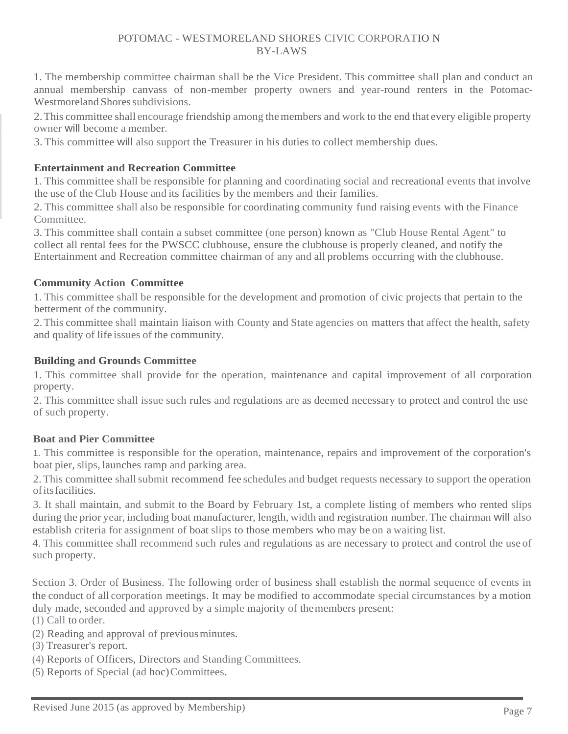1. The membership committee chairman shall be the Vice President. This committee shall plan and conduct an annual membership canvass of non-member property owners and year-round renters in the Potomac-Westmoreland Shores subdivisions.

2. This committee shall encourage friendship among the members and work to the end that every eligible property owner will become a member.

3. This committee will also support the Treasurer in his duties to collect membership dues.

**Entertainment and Recreation Committee**

1. This committee shall be responsible for planning and coordinating social and recreational events that involve the use of the Club House and its facilities by the members and their families.

2. This committee shall also be responsible for coordinating community fund raising events with the Finance Committee.

3. This committee shall contain a subset committee (one person) known as "Club House Rental Agent" to collect all rental fees for the PWSCC clubhouse, ensure the clubhouse is properly cleaned, and notify the Entertainment and Recreation committee chairman of any and all problems occurring with the clubhouse.

**Community Action Committee**

1. This committee shall be responsible for the development and promotion of civic projects that pertain to the betterment of the community.

2. This committee shall maintain liaison with County and State agencies on matters that affect the health, safety and quality of life issues of the community.

**Building and Grounds Committee**

1. This committee shall provide for the operation, maintenance and capital improvement of all corporation property.

2. This committee shall issue such rules and regulations are as deemed necessary to protect and control the use of such property.

**Boat and Pier Committee**

1. This committee is responsible for the operation, maintenance, repairs and improvement of the corporation's boat pier, slips, launches ramp and parking area.

2. This committee shall submit recommend fee schedules and budget requests necessary to support the operation of its facilities.

3. It shall maintain, and submit to the Board by February 1st, a complete listing of members who rented slips during the prior year, including boat manufacturer, length, width and registration number. The chairman will also establish criteria for assignment of boat slips to those members who may be on a waiting list.

4. This committee shall recommend such rules and regulations as are necessary to protect and control the use of such property.

Section 3. Order of Business. The following order of business shall establish the normal sequence of events in the conduct of all corporation meetings. It may be modified to accommodate special circumstances by a motion duly made, seconded and approved by a simple majority of the members present:

(1) Call to order.

(2) Reading and approval of previous minutes.

(3) Treasurer's report.

(4) Reports of Officers, Directors and Standing Committees.

(5) Reports of Special (ad hoc) Committees.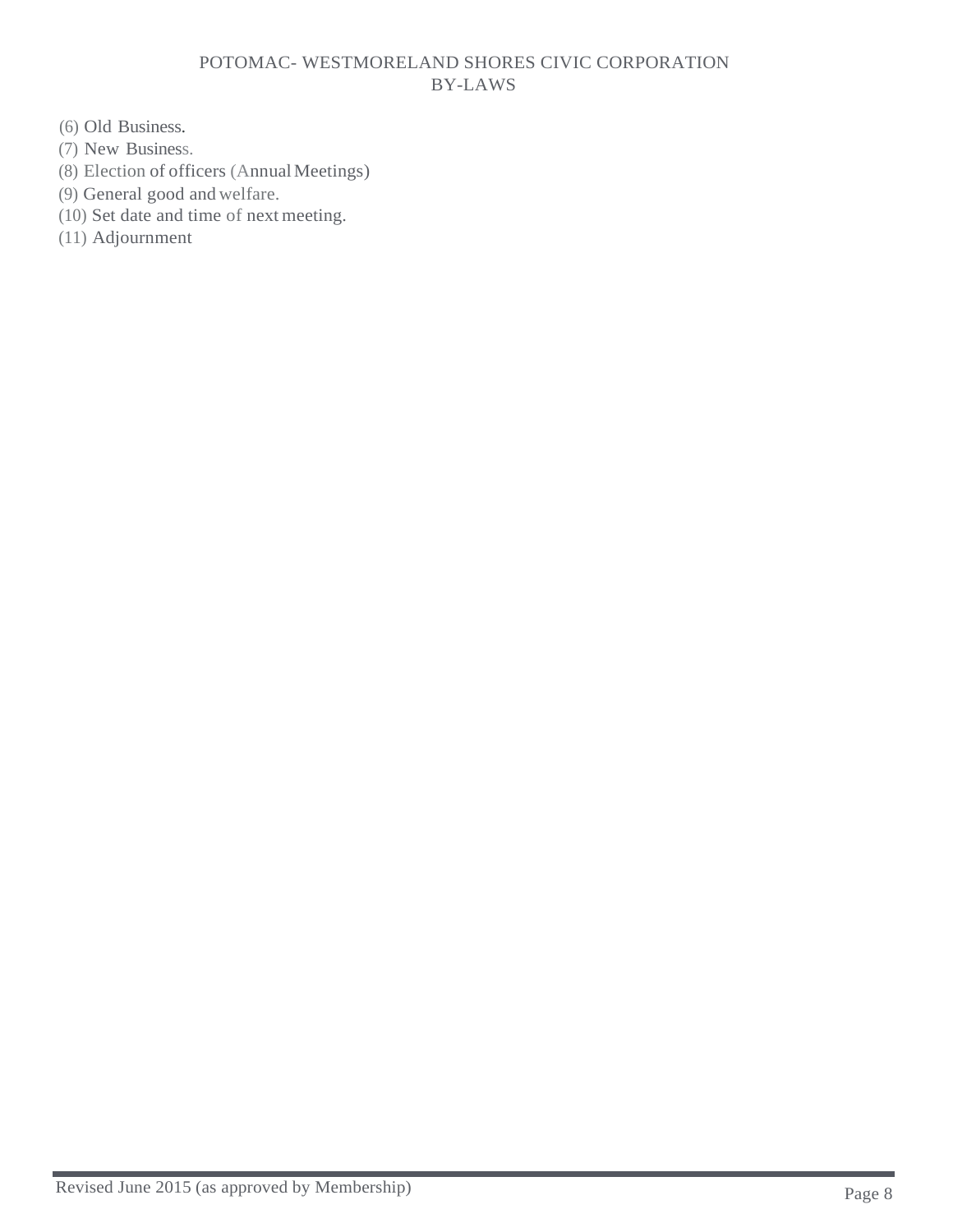(6) Old Business.
(7) New Business.
(8) Election of officers (Annual Meetings)
(9) General good and welfare.
(10) Set date and time of next meeting.
(11) Adjournment